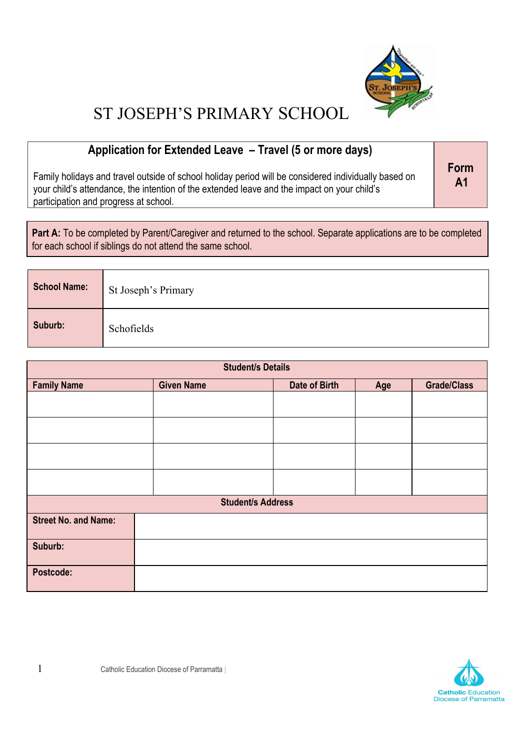# ST JOSEPH'S PRIMARY SCHOOL

| **Application for Extended Leave – Travel (5 or more days)**<br><br>Family holidays and travel outside of school holiday period will be considered individually based on your child's attendance, the intention of the extended leave and the impact on your child's participation and progress at school. | **Form A1** |
|---|---|

**Part A:** To be completed by Parent/Caregiver and returned to the school. Separate applications are to be completed for each school if siblings do not attend the same school.

| **School Name:** | St Joseph's Primary |
|---|---|
| **Suburb:** | Schofields |

| **Student/s Details** | | | | |
|---|---|---|---|---|
| **Family Name** | **Given Name** | **Date of Birth** | **Age** | **Grade/Class** |
| | | | | |
| | | | | |
| | | | | |
| | | | | |

| **Student/s Address** | |
|---|---|
| **Street No. and Name:** | |
| **Suburb:** | |
| **Postcode:** | |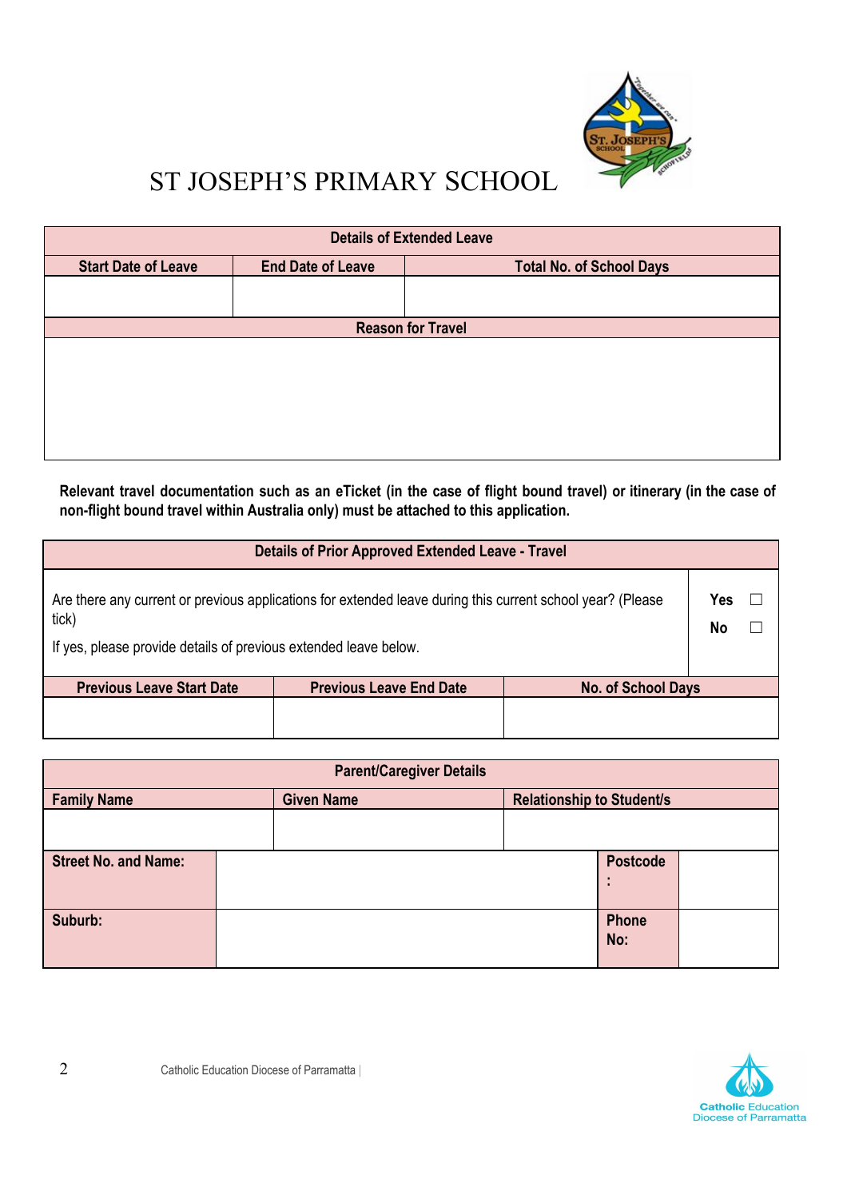// ST JOSEPH'S PRIMARY SCHOOL

| Details of Extended Leave | | |
|---|---|---|
| **Start Date of Leave** | **End Date of Leave** | **Total No. of School Days** |
| | | |

| Reason for Travel |
|---|
| |

**Relevant travel documentation such as an eTicket (in the case of flight bound travel) or itinerary (in the case of non-flight bound travel within Australia only) must be attached to this application.**

| Details of Prior Approved Extended Leave - Travel | | |
|---|---|---|
| Are there any current or previous applications for extended leave during this current school year? (Please tick)<br>If yes, please provide details of previous extended leave below. | | **Yes** ☐<br>**No** ☐ |
| **Previous Leave Start Date** | **Previous Leave End Date** | **No. of School Days** |
| | | |

| Parent/Caregiver Details | | | |
|---|---|---|---|
| **Family Name** | **Given Name** | **Relationship to Student/s** | |
| | | | |
| **Street No. and Name:** | | **Postcode:** | |
| **Suburb:** | | **Phone No:** | |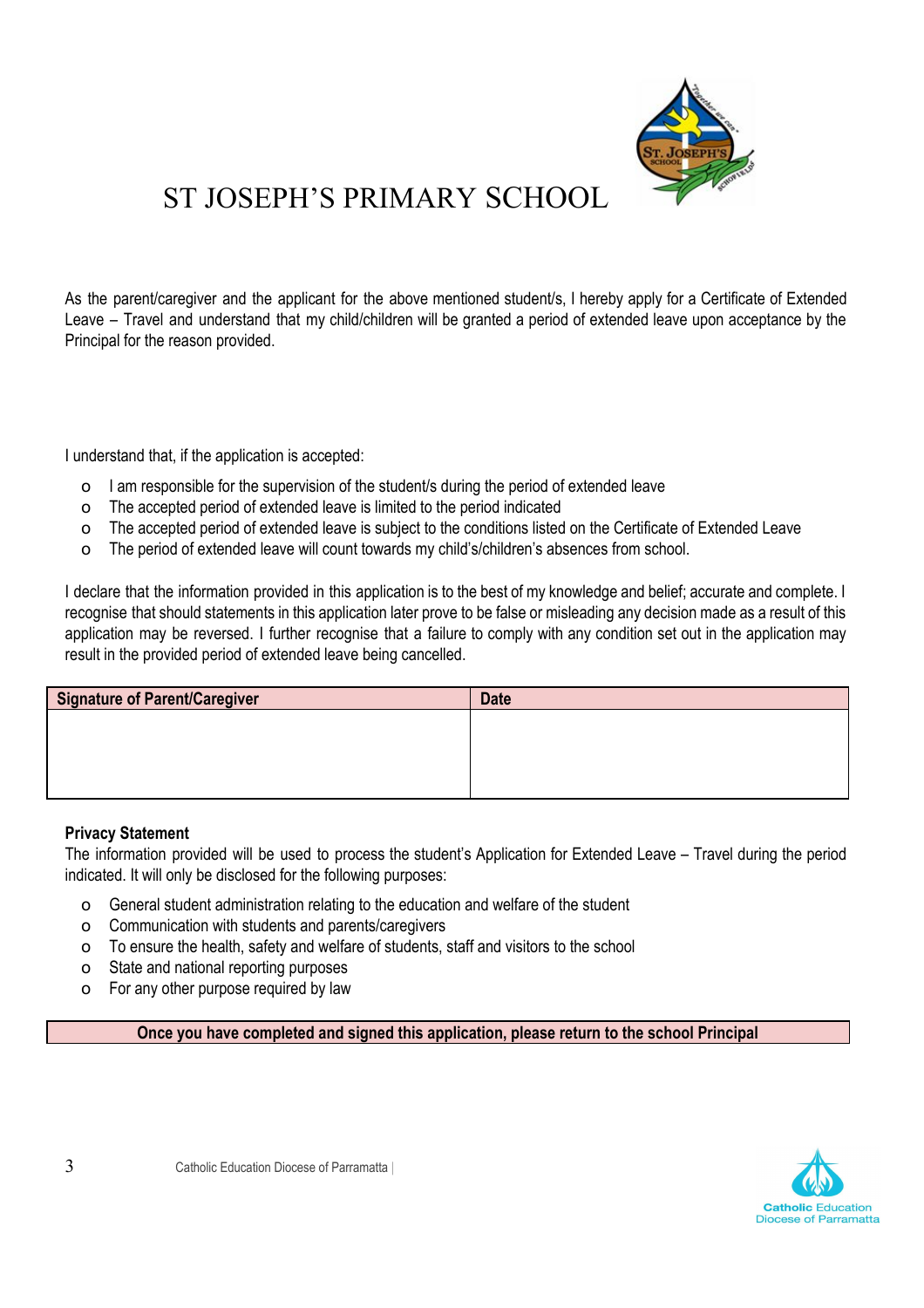# ST JOSEPH'S PRIMARY SCHOOL

As the parent/caregiver and the applicant for the above mentioned student/s, I hereby apply for a Certificate of Extended Leave – Travel and understand that my child/children will be granted a period of extended leave upon acceptance by the Principal for the reason provided.

I understand that, if the application is accepted:

- I am responsible for the supervision of the student/s during the period of extended leave
- The accepted period of extended leave is limited to the period indicated
- The accepted period of extended leave is subject to the conditions listed on the Certificate of Extended Leave
- The period of extended leave will count towards my child's/children's absences from school.

I declare that the information provided in this application is to the best of my knowledge and belief; accurate and complete. I recognise that should statements in this application later prove to be false or misleading any decision made as a result of this application may be reversed. I further recognise that a failure to comply with any condition set out in the application may result in the provided period of extended leave being cancelled.

| Signature of Parent/Caregiver | Date |
|---|---|
| | |

**Privacy Statement**

The information provided will be used to process the student's Application for Extended Leave – Travel during the period indicated. It will only be disclosed for the following purposes:

- General student administration relating to the education and welfare of the student
- Communication with students and parents/caregivers
- To ensure the health, safety and welfare of students, staff and visitors to the school
- State and national reporting purposes
- For any other purpose required by law

**Once you have completed and signed this application, please return to the school Principal**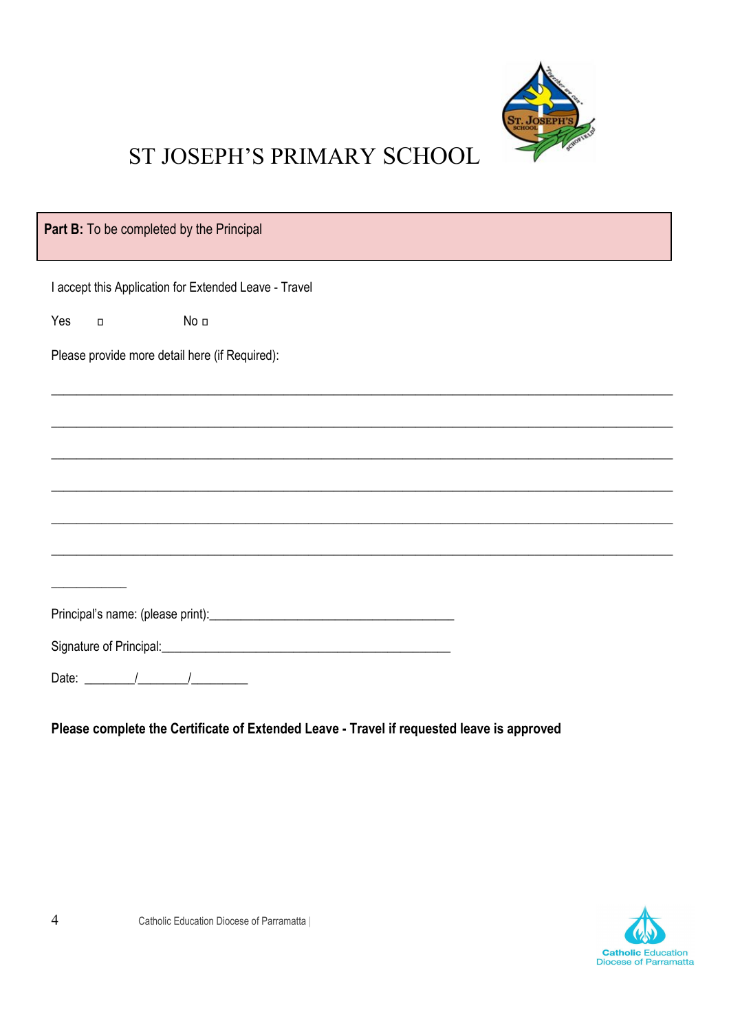# ST JOSEPH'S PRIMARY SCHOOL

**Part B:** To be completed by the Principal

I accept this Application for Extended Leave - Travel

Yes ☐ No ☐

Please provide more detail here (if Required):

______________________________________________________________________________

______________________________________________________________________________

______________________________________________________________________________

______________________________________________________________________________

______________________________________________________________________________

______________________________________________________________________________

__________

Principal's name: (please print):____________________________________

Signature of Principal:_____________________________________________

Date: ________/________/_________

**Please complete the Certificate of Extended Leave - Travel if requested leave is approved**